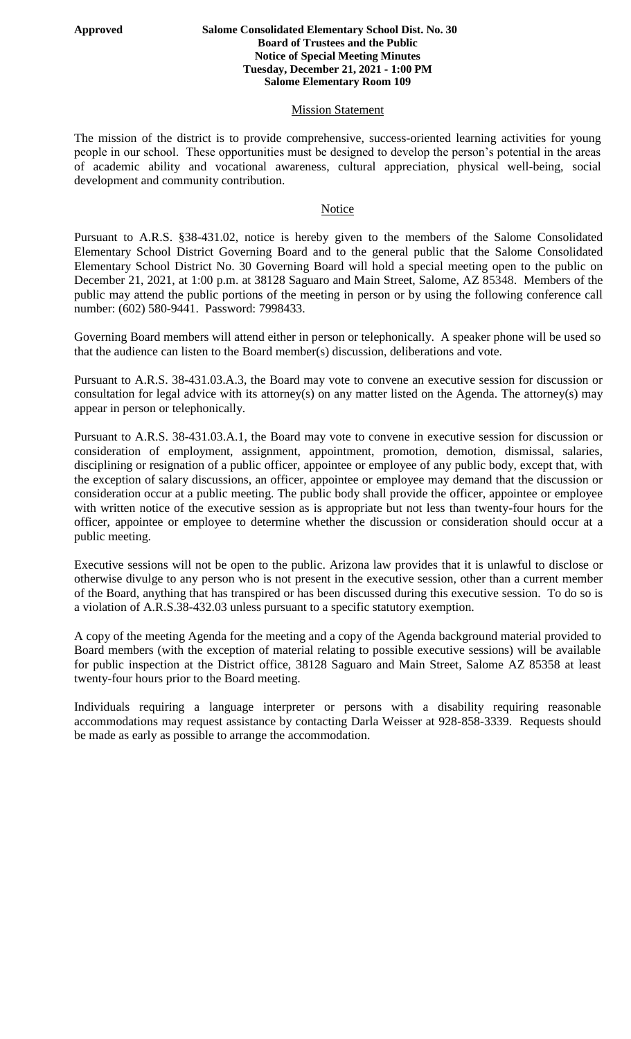**Approved** **Salome Consolidated Elementary School Dist. No. 30**
**Board of Trustees and the Public**
**Notice of Special Meeting Minutes**
**Tuesday, December 21, 2021 - 1:00 PM**
**Salome Elementary Room 109**

## Mission Statement

The mission of the district is to provide comprehensive, success-oriented learning activities for young people in our school. These opportunities must be designed to develop the person's potential in the areas of academic ability and vocational awareness, cultural appreciation, physical well-being, social development and community contribution.

## Notice

Pursuant to A.R.S. §38-431.02, notice is hereby given to the members of the Salome Consolidated Elementary School District Governing Board and to the general public that the Salome Consolidated Elementary School District No. 30 Governing Board will hold a special meeting open to the public on December 21, 2021, at 1:00 p.m. at 38128 Saguaro and Main Street, Salome, AZ 85348. Members of the public may attend the public portions of the meeting in person or by using the following conference call number: (602) 580-9441. Password: 7998433.

Governing Board members will attend either in person or telephonically. A speaker phone will be used so that the audience can listen to the Board member(s) discussion, deliberations and vote.

Pursuant to A.R.S. 38-431.03.A.3, the Board may vote to convene an executive session for discussion or consultation for legal advice with its attorney(s) on any matter listed on the Agenda. The attorney(s) may appear in person or telephonically.

Pursuant to A.R.S. 38-431.03.A.1, the Board may vote to convene in executive session for discussion or consideration of employment, assignment, appointment, promotion, demotion, dismissal, salaries, disciplining or resignation of a public officer, appointee or employee of any public body, except that, with the exception of salary discussions, an officer, appointee or employee may demand that the discussion or consideration occur at a public meeting. The public body shall provide the officer, appointee or employee with written notice of the executive session as is appropriate but not less than twenty-four hours for the officer, appointee or employee to determine whether the discussion or consideration should occur at a public meeting.

Executive sessions will not be open to the public. Arizona law provides that it is unlawful to disclose or otherwise divulge to any person who is not present in the executive session, other than a current member of the Board, anything that has transpired or has been discussed during this executive session. To do so is a violation of A.R.S.38-432.03 unless pursuant to a specific statutory exemption.

A copy of the meeting Agenda for the meeting and a copy of the Agenda background material provided to Board members (with the exception of material relating to possible executive sessions) will be available for public inspection at the District office, 38128 Saguaro and Main Street, Salome AZ 85358 at least twenty-four hours prior to the Board meeting.

Individuals requiring a language interpreter or persons with a disability requiring reasonable accommodations may request assistance by contacting Darla Weisser at 928-858-3339. Requests should be made as early as possible to arrange the accommodation.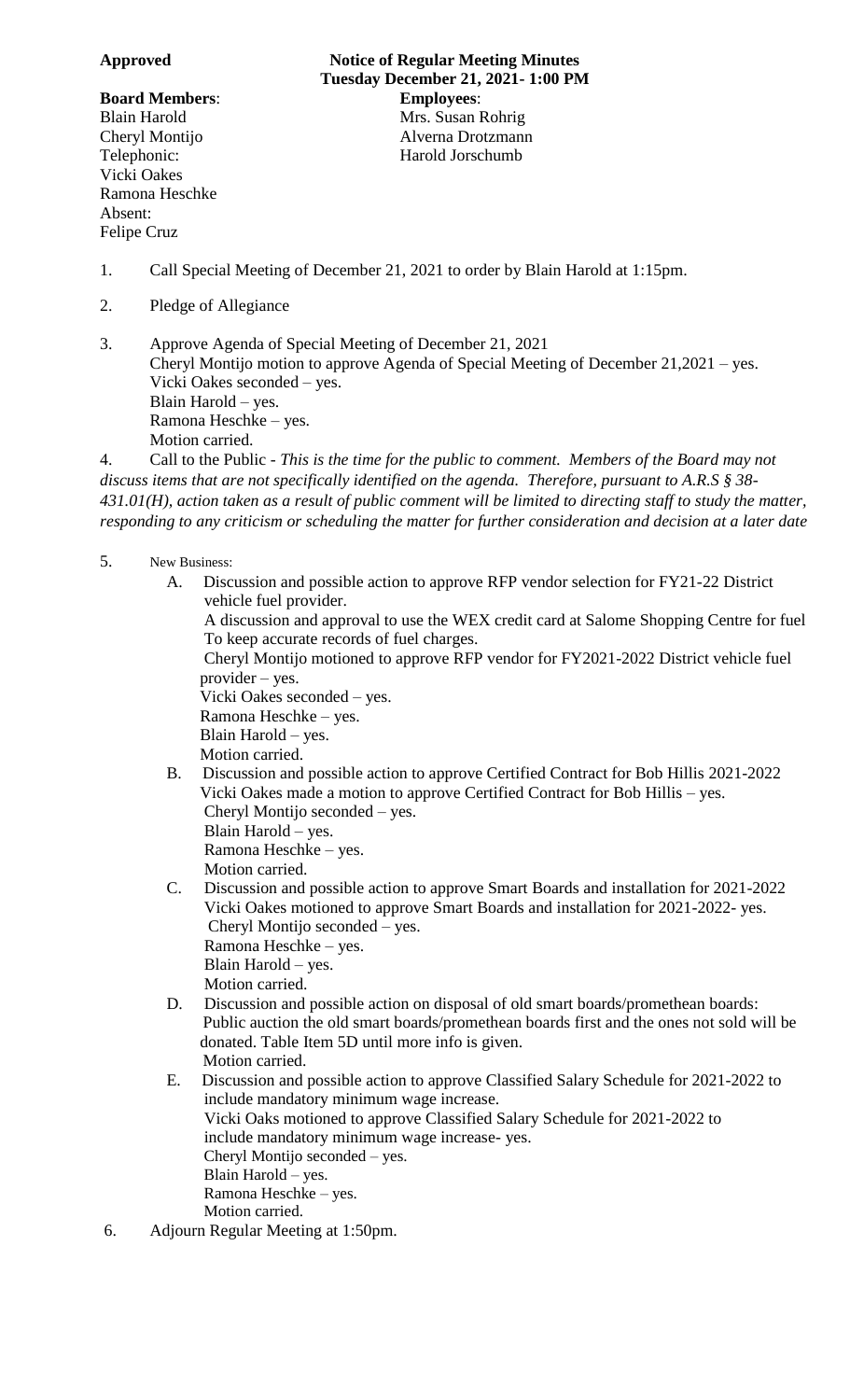**Approved**

**Notice of Regular Meeting Minutes**
**Tuesday December 21, 2021- 1:00 PM**

**Board Members**:
Blain Harold
Cheryl Montijo
Telephonic:
Vicki Oakes
Ramona Heschke
Absent:
Felipe Cruz

**Employees**:
Mrs. Susan Rohrig
Alverna Drotzmann
Harold Jorschumb

1. Call Special Meeting of December 21, 2021 to order by Blain Harold at 1:15pm.

2. Pledge of Allegiance

3. Approve Agenda of Special Meeting of December 21, 2021
   Cheryl Montijo motion to approve Agenda of Special Meeting of December 21,2021 – yes.
   Vicki Oakes seconded – yes.
   Blain Harold – yes.
   Ramona Heschke – yes.
   Motion carried.

4. Call to the Public - *This is the time for the public to comment. Members of the Board may not discuss items that are not specifically identified on the agenda. Therefore, pursuant to A.R.S § 38-431.01(H), action taken as a result of public comment will be limited to directing staff to study the matter, responding to any criticism or scheduling the matter for further consideration and decision at a later date*

5. New Business:
   A. Discussion and possible action to approve RFP vendor selection for FY21-22 District vehicle fuel provider.
      A discussion and approval to use the WEX credit card at Salome Shopping Centre for fuel To keep accurate records of fuel charges.
      Cheryl Montijo motioned to approve RFP vendor for FY2021-2022 District vehicle fuel provider – yes.
      Vicki Oakes seconded – yes.
      Ramona Heschke – yes.
      Blain Harold – yes.
      Motion carried.
   B. Discussion and possible action to approve Certified Contract for Bob Hillis 2021-2022
      Vicki Oakes made a motion to approve Certified Contract for Bob Hillis – yes.
      Cheryl Montijo seconded – yes.
      Blain Harold – yes.
      Ramona Heschke – yes.
      Motion carried.
   C. Discussion and possible action to approve Smart Boards and installation for 2021-2022
      Vicki Oakes motioned to approve Smart Boards and installation for 2021-2022- yes.
      Cheryl Montijo seconded – yes.
      Ramona Heschke – yes.
      Blain Harold – yes.
      Motion carried.
   D. Discussion and possible action on disposal of old smart boards/promethean boards:
      Public auction the old smart boards/promethean boards first and the ones not sold will be donated. Table Item 5D until more info is given.
      Motion carried.
   E. Discussion and possible action to approve Classified Salary Schedule for 2021-2022 to include mandatory minimum wage increase.
      Vicki Oaks motioned to approve Classified Salary Schedule for 2021-2022 to include mandatory minimum wage increase- yes.
      Cheryl Montijo seconded – yes.
      Blain Harold – yes.
      Ramona Heschke – yes.
      Motion carried.

6. Adjourn Regular Meeting at 1:50pm.